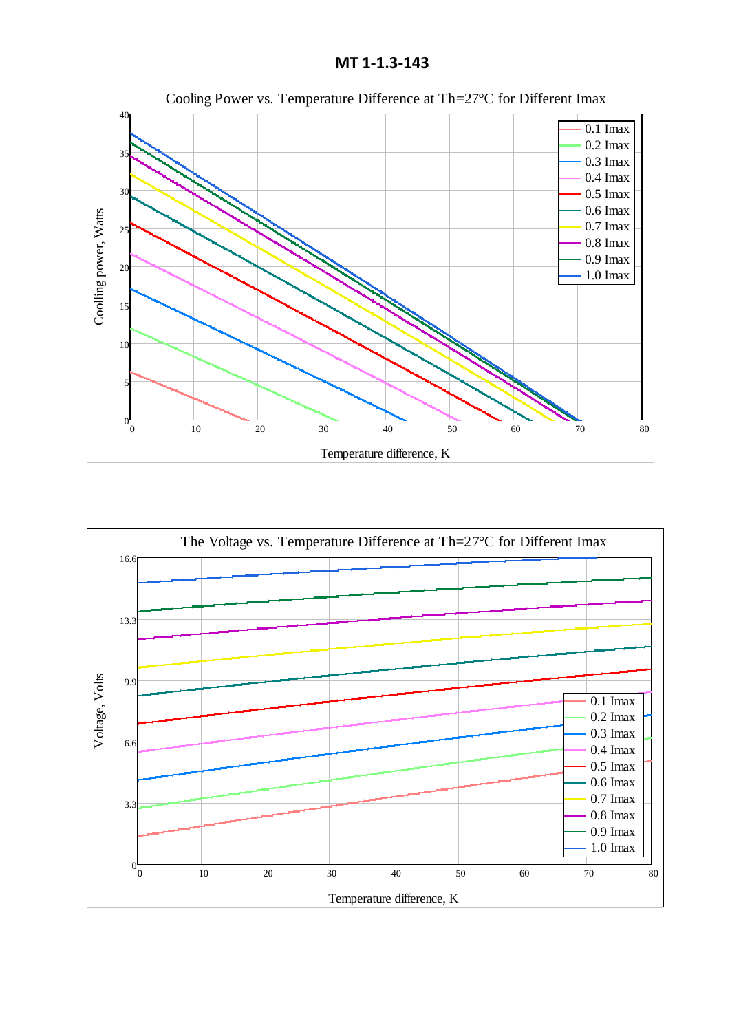# MT 1-1.3-143

Cooling Power vs. Temperature Difference at Th=27°C for Different Imax

Coolling power, Watts

Temperature difference, K

0.1 Imax
0.2 Imax
0.3 Imax
0.4 Imax
0.5 Imax
0.6 Imax
0.7 Imax
0.8 Imax
0.9 Imax
1.0 Imax

The Voltage vs. Temperature Difference at Th=27°C for Different Imax

Voltage, Volts

Temperature difference, K

0.1 Imax
0.2 Imax
0.3 Imax
0.4 Imax
0.5 Imax
0.6 Imax
0.7 Imax
0.8 Imax
0.9 Imax
1.0 Imax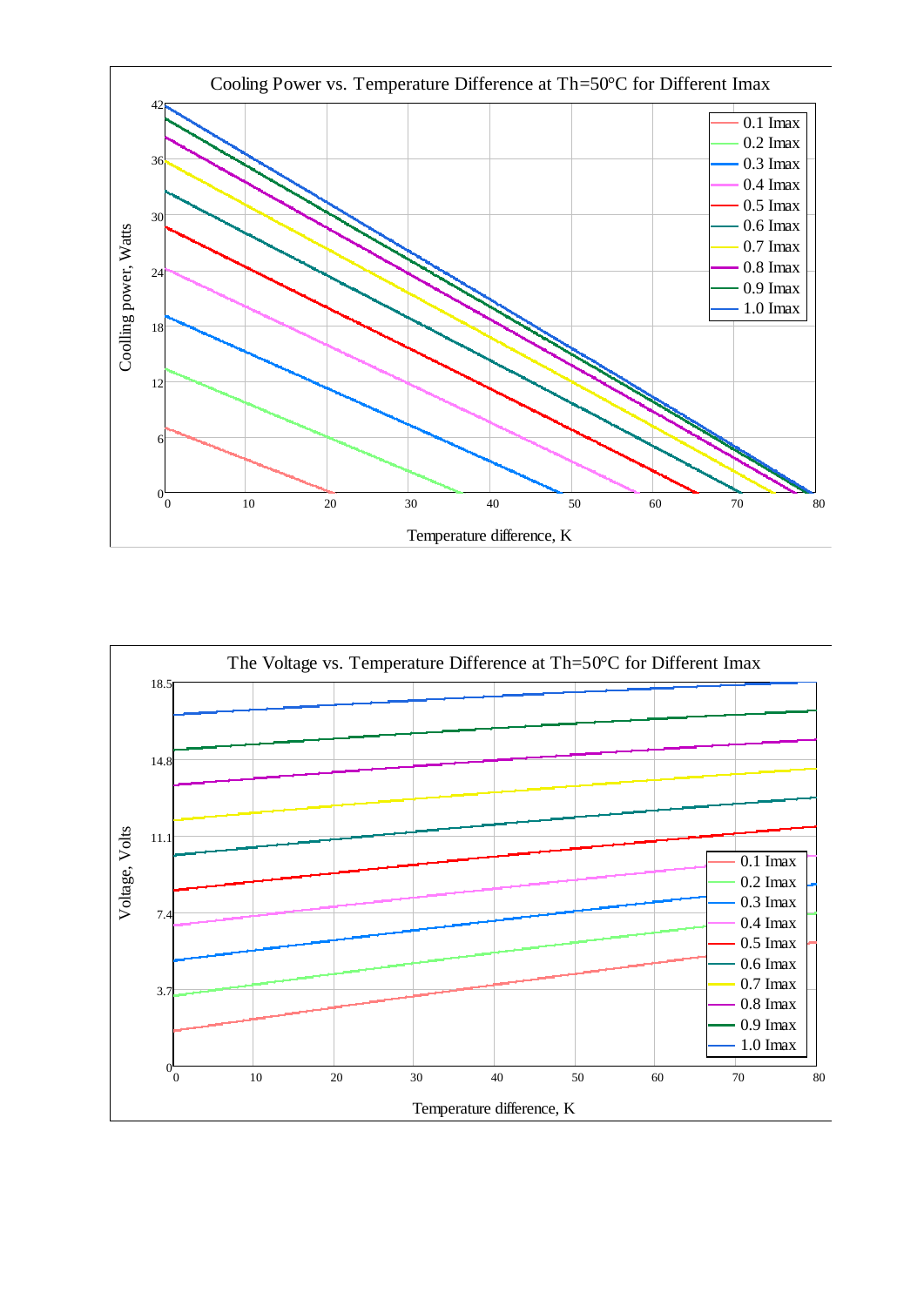Cooling Power vs. Temperature Difference at Th=50°C for Different Imax

Coolling power, Watts

42
36
30
24
18
12
6
0

0 10 20 30 40 50 60 70 80

Temperature difference, K

0.1 Imax
0.2 Imax
0.3 Imax
0.4 Imax
0.5 Imax
0.6 Imax
0.7 Imax
0.8 Imax
0.9 Imax
1.0 Imax

The Voltage vs. Temperature Difference at Th=50°C for Different Imax

Voltage, Volts

18.5
14.8
11.1
7.4
3.7
0

0 10 20 30 40 50 60 70 80

Temperature difference, K

0.1 Imax
0.2 Imax
0.3 Imax
0.4 Imax
0.5 Imax
0.6 Imax
0.7 Imax
0.8 Imax
0.9 Imax
1.0 Imax